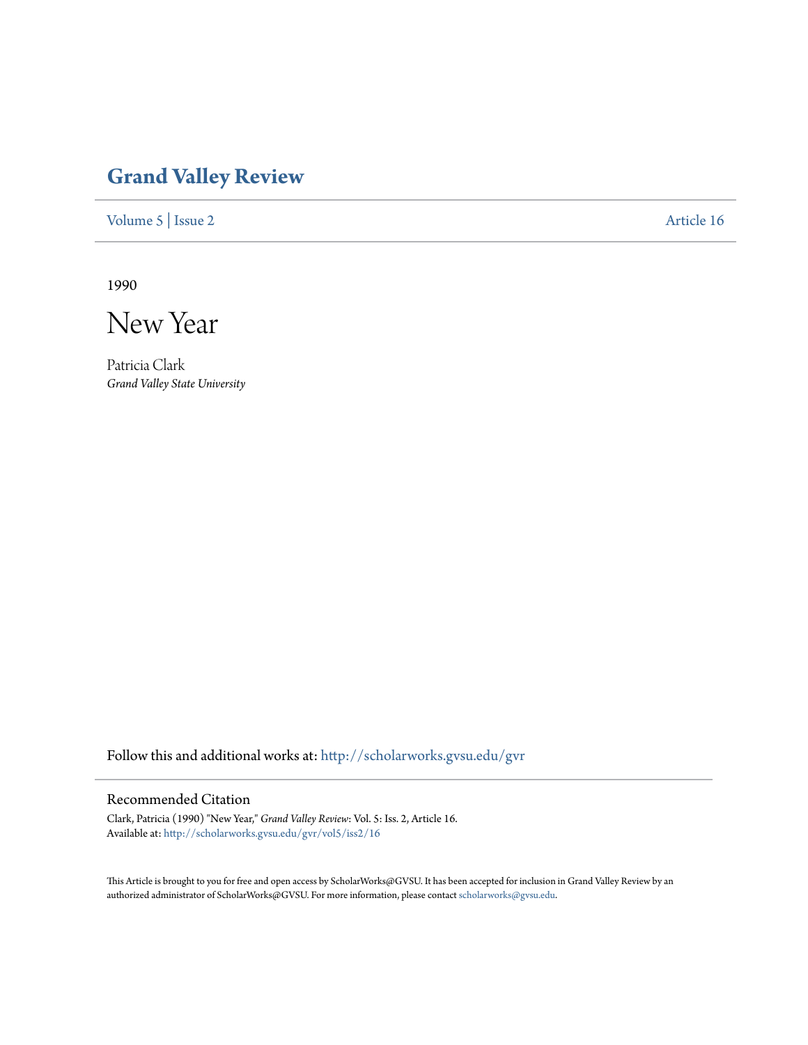# Grand Valley Review

Volume 5 | Issue 2 Article 16

1990

## New Year

Patricia Clark
*Grand Valley State University*

Follow this and additional works at: http://scholarworks.gvsu.edu/gvr

### Recommended Citation

Clark, Patricia (1990) "New Year," *Grand Valley Review*: Vol. 5: Iss. 2, Article 16.
Available at: http://scholarworks.gvsu.edu/gvr/vol5/iss2/16

This Article is brought to you for free and open access by ScholarWorks@GVSU. It has been accepted for inclusion in Grand Valley Review by an authorized administrator of ScholarWorks@GVSU. For more information, please contact scholarworks@gvsu.edu.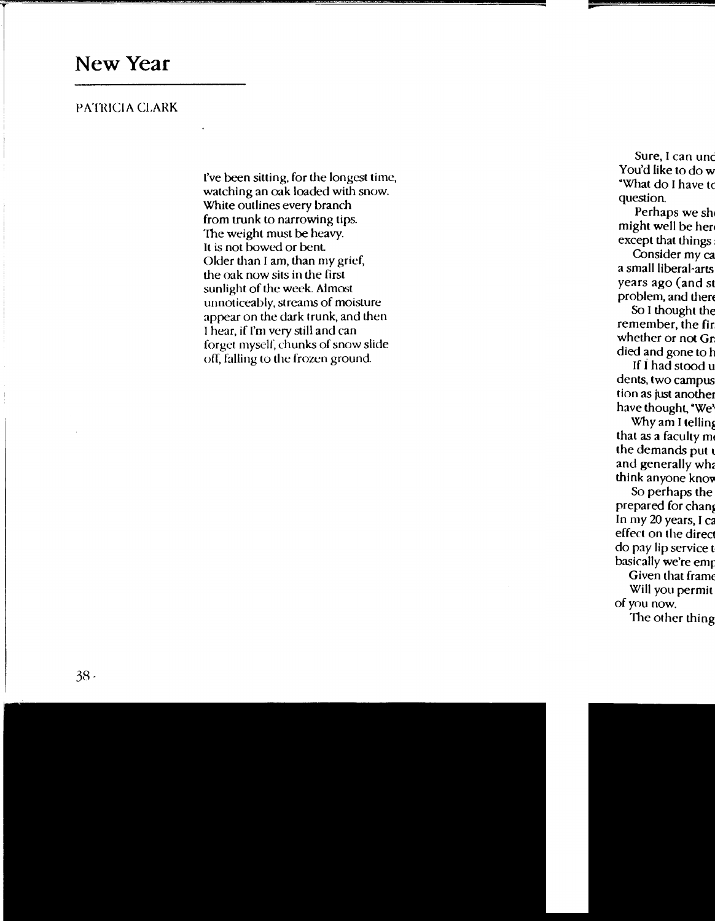# New Year

PATRICIA CLARK

I've been sitting, for the longest time,
watching an oak loaded with snow.
White outlines every branch
from trunk to narrowing tips.
The weight must be heavy.
It is not bowed or bent.
Older than I am, than my grief,
the oak now sits in the first
sunlight of the week. Almost
unnoticeably, streams of moisture
appear on the dark trunk, and then
I hear, if I'm very still and can
forget myself, chunks of snow slide
off, falling to the frozen ground.